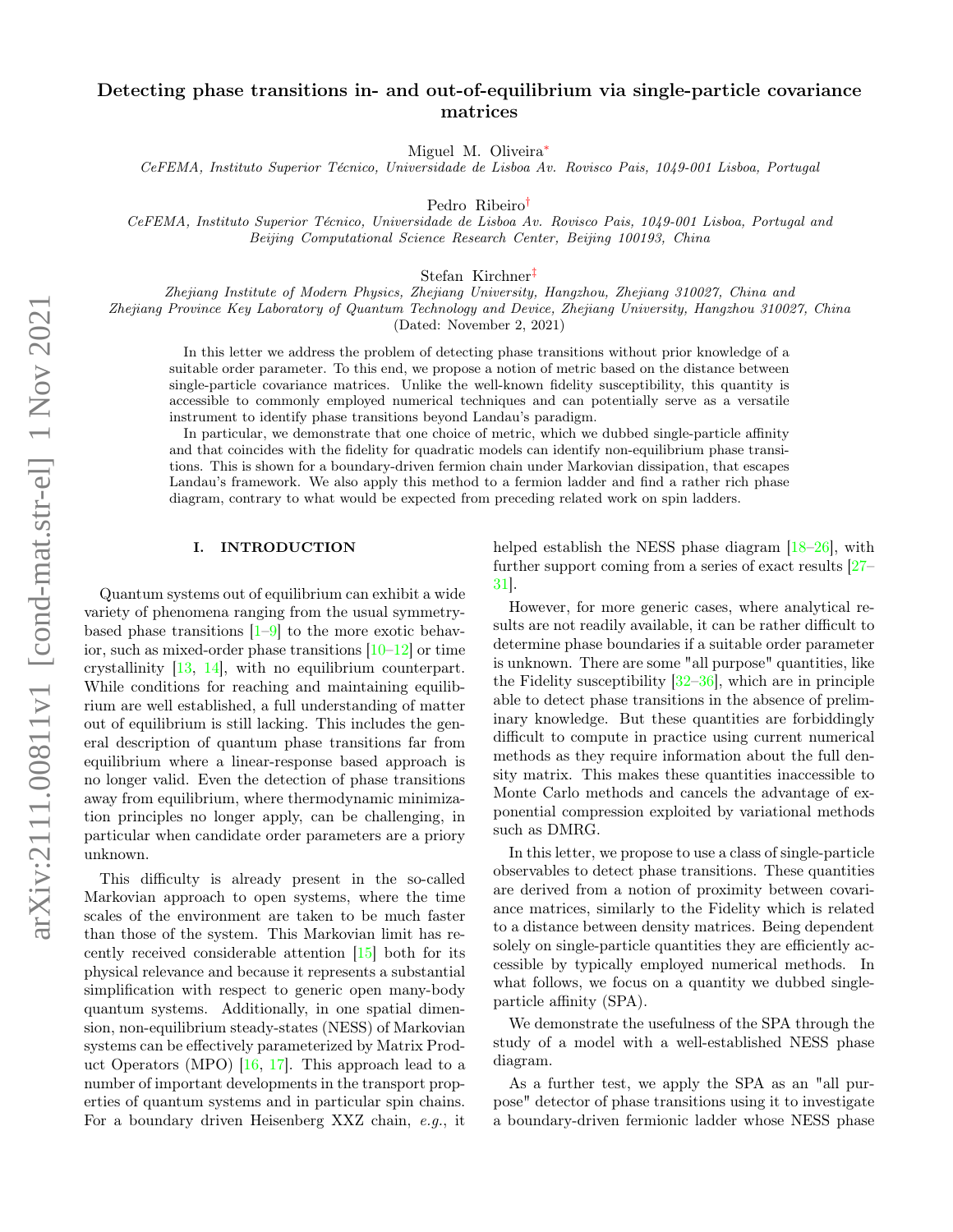# Detecting phase transitions in- and out-of-equilibrium via single-particle covariance matrices

Miguel M. Oliveira*

*CeFEMA, Instituto Superior Técnico, Universidade de Lisboa Av. Rovisco Pais, 1049-001 Lisboa, Portugal*

Pedro Ribeiro†

*CeFEMA, Instituto Superior Técnico, Universidade de Lisboa Av. Rovisco Pais, 1049-001 Lisboa, Portugal and Beijing Computational Science Research Center, Beijing 100193, China*

Stefan Kirchner‡

*Zhejiang Institute of Modern Physics, Zhejiang University, Hangzhou, Zhejiang 310027, China and Zhejiang Province Key Laboratory of Quantum Technology and Device, Zhejiang University, Hangzhou 310027, China*

(Dated: November 2, 2021)

In this letter we address the problem of detecting phase transitions without prior knowledge of a suitable order parameter. To this end, we propose a notion of metric based on the distance between single-particle covariance matrices. Unlike the well-known fidelity susceptibility, this quantity is accessible to commonly employed numerical techniques and can potentially serve as a versatile instrument to identify phase transitions beyond Landau's paradigm.

In particular, we demonstrate that one choice of metric, which we dubbed single-particle affinity and that coincides with the fidelity for quadratic models can identify non-equilibrium phase transitions. This is shown for a boundary-driven fermion chain under Markovian dissipation, that escapes Landau's framework. We also apply this method to a fermion ladder and find a rather rich phase diagram, contrary to what would be expected from preceding related work on spin ladders.

## I. INTRODUCTION

Quantum systems out of equilibrium can exhibit a wide variety of phenomena ranging from the usual symmetry-based phase transitions [1–9] to the more exotic behavior, such as mixed-order phase transitions [10–12] or time crystallinity [13, 14], with no equilibrium counterpart. While conditions for reaching and maintaining equilibrium are well established, a full understanding of matter out of equilibrium is still lacking. This includes the general description of quantum phase transitions far from equilibrium where a linear-response based approach is no longer valid. Even the detection of phase transitions away from equilibrium, where thermodynamic minimization principles no longer apply, can be challenging, in particular when candidate order parameters are a priory unknown.

This difficulty is already present in the so-called Markovian approach to open systems, where the time scales of the environment are taken to be much faster than those of the system. This Markovian limit has recently received considerable attention [15] both for its physical relevance and because it represents a substantial simplification with respect to generic open many-body quantum systems. Additionally, in one spatial dimension, non-equilibrium steady-states (NESS) of Markovian systems can be effectively parameterized by Matrix Product Operators (MPO) [16, 17]. This approach lead to a number of important developments in the transport properties of quantum systems and in particular spin chains. For a boundary driven Heisenberg XXZ chain, *e.g.*, it helped establish the NESS phase diagram [18–26], with further support coming from a series of exact results [27–31].

However, for more generic cases, where analytical results are not readily available, it can be rather difficult to determine phase boundaries if a suitable order parameter is unknown. There are some "all purpose" quantities, like the Fidelity susceptibility [32–36], which are in principle able to detect phase transitions in the absence of preliminary knowledge. But these quantities are forbiddingly difficult to compute in practice using current numerical methods as they require information about the full density matrix. This makes these quantities inaccessible to Monte Carlo methods and cancels the advantage of exponential compression exploited by variational methods such as DMRG.

In this letter, we propose to use a class of single-particle observables to detect phase transitions. These quantities are derived from a notion of proximity between covariance matrices, similarly to the Fidelity which is related to a distance between density matrices. Being dependent solely on single-particle quantities they are efficiently accessible by typically employed numerical methods. In what follows, we focus on a quantity we dubbed single-particle affinity (SPA).

We demonstrate the usefulness of the SPA through the study of a model with a well-established NESS phase diagram.

As a further test, we apply the SPA as an "all purpose" detector of phase transitions using it to investigate a boundary-driven fermionic ladder whose NESS phase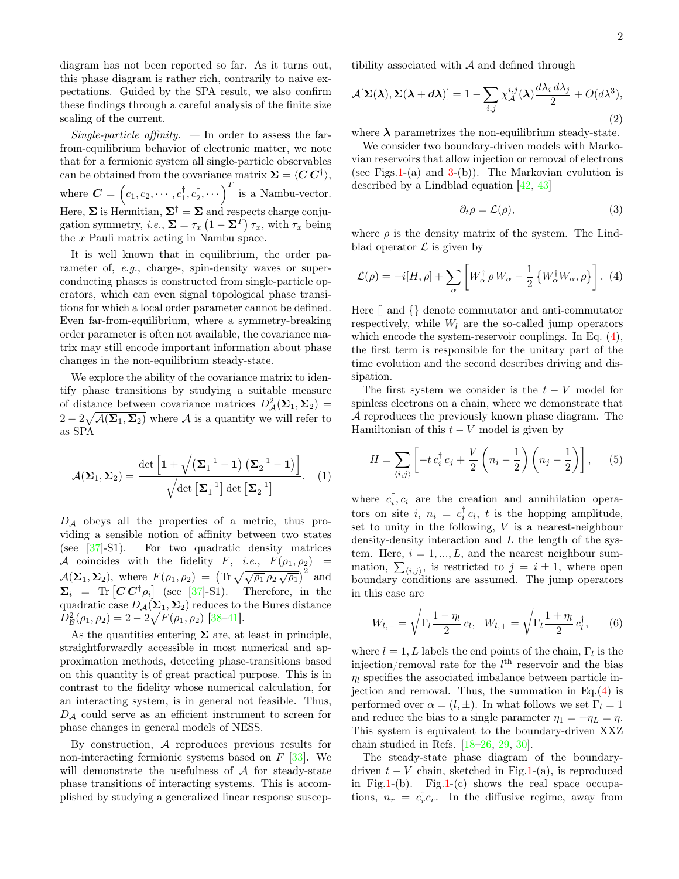diagram has not been reported so far. As it turns out, this phase diagram is rather rich, contrarily to naive expectations. Guided by the SPA result, we also confirm these findings through a careful analysis of the finite size scaling of the current.

*Single-particle affinity.* — In order to assess the far-from-equilibrium behavior of electronic matter, we note that for a fermionic system all single-particle observables can be obtained from the covariance matrix $\boldsymbol{\Sigma} = \langle \boldsymbol{C}\,\boldsymbol{C}^\dagger \rangle$, where $\boldsymbol{C} = \left(c_1, c_2, \cdots, c_1^\dagger, c_2^\dagger, \cdots\right)^T$ is a Nambu-vector. Here, $\boldsymbol{\Sigma}$ is Hermitian, $\boldsymbol{\Sigma}^\dagger = \boldsymbol{\Sigma}$ and respects charge conjugation symmetry, *i.e.*, $\boldsymbol{\Sigma} = \tau_x \left(1 - \boldsymbol{\Sigma}^T\right) \tau_x$, with $\tau_x$ being the $x$ Pauli matrix acting in Nambu space.

It is well known that in equilibrium, the order parameter of, *e.g.*, charge-, spin-density waves or superconducting phases is constructed from single-particle operators, which can even signal topological phase transitions for which a local order parameter cannot be defined. Even far-from-equilibrium, where a symmetry-breaking order parameter is often not available, the covariance matrix may still encode important information about phase changes in the non-equilibrium steady-state.

We explore the ability of the covariance matrix to identify phase transitions by studying a suitable measure of distance between covariance matrices $D^2_{\mathcal{A}}(\boldsymbol{\Sigma}_1, \boldsymbol{\Sigma}_2) = 2 - 2\sqrt{\mathcal{A}(\boldsymbol{\Sigma}_1, \boldsymbol{\Sigma}_2)}$ where $\mathcal{A}$ is a quantity we will refer to as SPA

$$\mathcal{A}(\boldsymbol{\Sigma}_1, \boldsymbol{\Sigma}_2) = \frac{\det\left[\mathbf{1} + \sqrt{\left(\boldsymbol{\Sigma}_1^{-1} - \mathbf{1}\right)\left(\boldsymbol{\Sigma}_2^{-1} - \mathbf{1}\right)}\right]}{\sqrt{\det\left[\boldsymbol{\Sigma}_1^{-1}\right]\det\left[\boldsymbol{\Sigma}_2^{-1}\right]}}. \quad (1)$$

$D_{\mathcal{A}}$ obeys all the properties of a metric, thus providing a sensible notion of affinity between two states (see [37]-S1). For two quadratic density matrices $\mathcal{A}$ coincides with the fidelity $F$, *i.e.*, $F(\rho_1, \rho_2) = \mathcal{A}(\boldsymbol{\Sigma}_1, \boldsymbol{\Sigma}_2)$, where $F(\rho_1, \rho_2) = \left(\mathrm{Tr}\sqrt{\sqrt{\rho_1}\,\rho_2\,\sqrt{\rho_1}}\right)^2$ and $\boldsymbol{\Sigma}_i = \mathrm{Tr}\left[\boldsymbol{C}\,\boldsymbol{C}^\dagger \rho_i\right]$ (see [37]-S1). Therefore, in the quadratic case $D_{\mathcal{A}}(\boldsymbol{\Sigma}_1, \boldsymbol{\Sigma}_2)$ reduces to the Bures distance $D^2_{\mathcal{B}}(\rho_1, \rho_2) = 2 - 2\sqrt{F(\rho_1, \rho_2)}$ [38–41].

As the quantities entering $\boldsymbol{\Sigma}$ are, at least in principle, straightforwardly accessible in most numerical and approximation methods, detecting phase-transitions based on this quantity is of great practical purpose. This is in contrast to the fidelity whose numerical calculation, for an interacting system, is in general not feasible. Thus, $D_{\mathcal{A}}$ could serve as an efficient instrument to screen for phase changes in general models of NESS.

By construction, $\mathcal{A}$ reproduces previous results for non-interacting fermionic systems based on $F$ [33]. We will demonstrate the usefulness of $\mathcal{A}$ for steady-state phase transitions of interacting systems. This is accomplished by studying a generalized linear response susceptibility associated with $\mathcal{A}$ and defined through

$$\mathcal{A}[\boldsymbol{\Sigma}(\boldsymbol{\lambda}), \boldsymbol{\Sigma}(\boldsymbol{\lambda} + \boldsymbol{d\lambda})] = 1 - \sum_{i,j} \chi^{i,j}_{\mathcal{A}}(\boldsymbol{\lambda}) \frac{d\lambda_i\, d\lambda_j}{2} + O(d\lambda^3), \quad (2)$$

where $\boldsymbol{\lambda}$ parametrizes the non-equilibrium steady-state.

We consider two boundary-driven models with Markovian reservoirs that allow injection or removal of electrons (see Figs.1-(a) and 3-(b)). The Markovian evolution is described by a Lindblad equation [42, 43]

$$\partial_t \rho = \mathcal{L}(\rho), \quad (3)$$

where $\rho$ is the density matrix of the system. The Lindblad operator $\mathcal{L}$ is given by

$$\mathcal{L}(\rho) = -i[H, \rho] + \sum_\alpha \left[W_\alpha^\dagger\, \rho\, W_\alpha - \frac{1}{2}\left\{W_\alpha^\dagger W_\alpha, \rho\right\}\right]. \quad (4)$$

Here [] and {} denote commutator and anti-commutator respectively, while $W_l$ are the so-called jump operators which encode the system-reservoir couplings. In Eq. (4), the first term is responsible for the unitary part of the time evolution and the second describes driving and dissipation.

The first system we consider is the $t - V$ model for spinless electrons on a chain, where we demonstrate that $\mathcal{A}$ reproduces the previously known phase diagram. The Hamiltonian of this $t - V$ model is given by

$$H = \sum_{\langle i,j \rangle} \left[-t\, c_i^\dagger\, c_j + \frac{V}{2}\left(n_i - \frac{1}{2}\right)\left(n_j - \frac{1}{2}\right)\right], \quad (5)$$

where $c_i^\dagger, c_i$ are the creation and annihilation operators on site $i$, $n_i = c_i^\dagger\, c_i$, $t$ is the hopping amplitude, set to unity in the following, $V$ is a nearest-neighbour density-density interaction and $L$ the length of the system. Here, $i = 1, ..., L$, and the nearest neighbour summation, $\sum_{\langle i,j \rangle}$, is restricted to $j = i \pm 1$, where open boundary conditions are assumed. The jump operators in this case are

$$W_{l,-} = \sqrt{\Gamma_l \frac{1 - \eta_l}{2}}\, c_l, \quad W_{l,+} = \sqrt{\Gamma_l \frac{1 + \eta_l}{2}}\, c_l^\dagger, \quad (6)$$

where $l = 1, L$ labels the end points of the chain, $\Gamma_l$ is the injection/removal rate for the $l^{\text{th}}$ reservoir and the bias $\eta_l$ specifies the associated imbalance between particle injection and removal. Thus, the summation in Eq.(4) is performed over $\alpha = (l, \pm)$. In what follows we set $\Gamma_l = 1$ and reduce the bias to a single parameter $\eta_1 = -\eta_L = \eta$. This system is equivalent to the boundary-driven XXZ chain studied in Refs. [18–26, 29, 30].

The steady-state phase diagram of the boundary-driven $t - V$ chain, sketched in Fig.1-(a), is reproduced in Fig.1-(b). Fig.1-(c) shows the real space occupations, $n_r = c_r^\dagger c_r$. In the diffusive regime, away from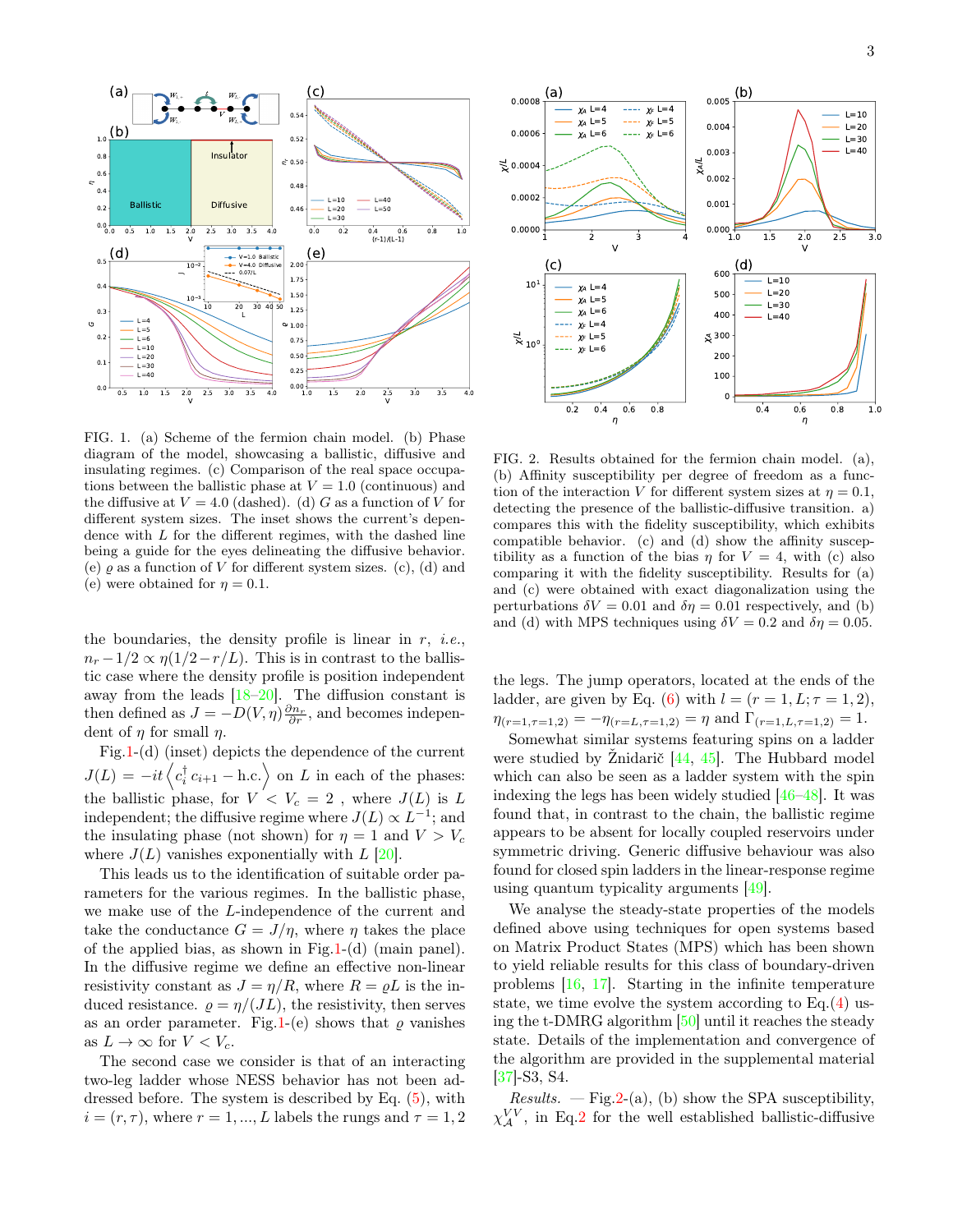FIG. 1. (a) Scheme of the fermion chain model. (b) Phase diagram of the model, showcasing a ballistic, diffusive and insulating regimes. (c) Comparison of the real space occupations between the ballistic phase at $V = 1.0$ (continuous) and the diffusive at $V = 4.0$ (dashed). (d) $G$ as a function of $V$ for different system sizes. The inset shows the current's dependence with $L$ for the different regimes, with the dashed line being a guide for the eyes delineating the diffusive behavior. (e) $\varrho$ as a function of $V$ for different system sizes. (c), (d) and (e) were obtained for $\eta = 0.1$.

the boundaries, the density profile is linear in $r$, *i.e.*, $n_r - 1/2 \propto \eta(1/2 - r/L)$. This is in contrast to the ballistic case where the density profile is position independent away from the leads [18–20]. The diffusion constant is then defined as $J = -D(V,\eta)\frac{\partial n_r}{\partial r}$, and becomes independent of $\eta$ for small $\eta$.

Fig.1-(d) (inset) depicts the dependence of the current $J(L) = -it\left\langle c_i^\dagger c_{i+1} - \text{h.c.}\right\rangle$ on $L$ in each of the phases: the ballistic phase, for $V < V_c = 2$ , where $J(L)$ is $L$ independent; the diffusive regime where $J(L) \propto L^{-1}$; and the insulating phase (not shown) for $\eta = 1$ and $V > V_c$ where $J(L)$ vanishes exponentially with $L$ [20].

This leads us to the identification of suitable order parameters for the various regimes. In the ballistic phase, we make use of the $L$-independence of the current and take the conductance $G = J/\eta$, where $\eta$ takes the place of the applied bias, as shown in Fig.1-(d) (main panel). In the diffusive regime we define an effective non-linear resistivity constant as $J = \eta/R$, where $R = \varrho L$ is the induced resistance. $\varrho = \eta/(JL)$, the resistivity, then serves as an order parameter. Fig.1-(e) shows that $\varrho$ vanishes as $L \to \infty$ for $V < V_c$.

The second case we consider is that of an interacting two-leg ladder whose NESS behavior has not been addressed before. The system is described by Eq. (5), with $i = (r, \tau)$, where $r = 1, ..., L$ labels the rungs and $\tau = 1, 2$ the legs. The jump operators, located at the ends of the ladder, are given by Eq. (6) with $l = (r = 1, L; \tau = 1, 2)$, $\eta_{(r=1,\tau=1,2)} = -\eta_{(r=L,\tau=1,2)} = \eta$ and $\Gamma_{(r=1,L,\tau=1,2)} = 1$.

Somewhat similar systems featuring spins on a ladder were studied by Žnidarič [44, 45]. The Hubbard model which can also be seen as a ladder system with the spin indexing the legs has been widely studied [46–48]. It was found that, in contrast to the chain, the ballistic regime appears to be absent for locally coupled reservoirs under symmetric driving. Generic diffusive behaviour was also found for closed spin ladders in the linear-response regime using quantum typicality arguments [49].

We analyse the steady-state properties of the models defined above using techniques for open systems based on Matrix Product States (MPS) which has been shown to yield reliable results for this class of boundary-driven problems [16, 17]. Starting in the infinite temperature state, we time evolve the system according to Eq.(4) using the t-DMRG algorithm [50] until it reaches the steady state. Details of the implementation and convergence of the algorithm are provided in the supplemental material [37]-S3, S4.

FIG. 2. Results obtained for the fermion chain model. (a), (b) Affinity susceptibility per degree of freedom as a function of the interaction $V$ for different system sizes at $\eta = 0.1$, detecting the presence of the ballistic-diffusive transition. a) compares this with the fidelity susceptibility, which exhibits compatible behavior. (c) and (d) show the affinity susceptibility as a function of the bias $\eta$ for $V = 4$, with (c) also comparing it with the fidelity susceptibility. Results for (a) and (c) were obtained with exact diagonalization using the perturbations $\delta V = 0.01$ and $\delta\eta = 0.01$ respectively, and (b) and (d) with MPS techniques using $\delta V = 0.2$ and $\delta\eta = 0.05$.

*Results.* — Fig.2-(a), (b) show the SPA susceptibility, $\chi_{\mathcal{A}}^{VV}$, in Eq.2 for the well established ballistic-diffusive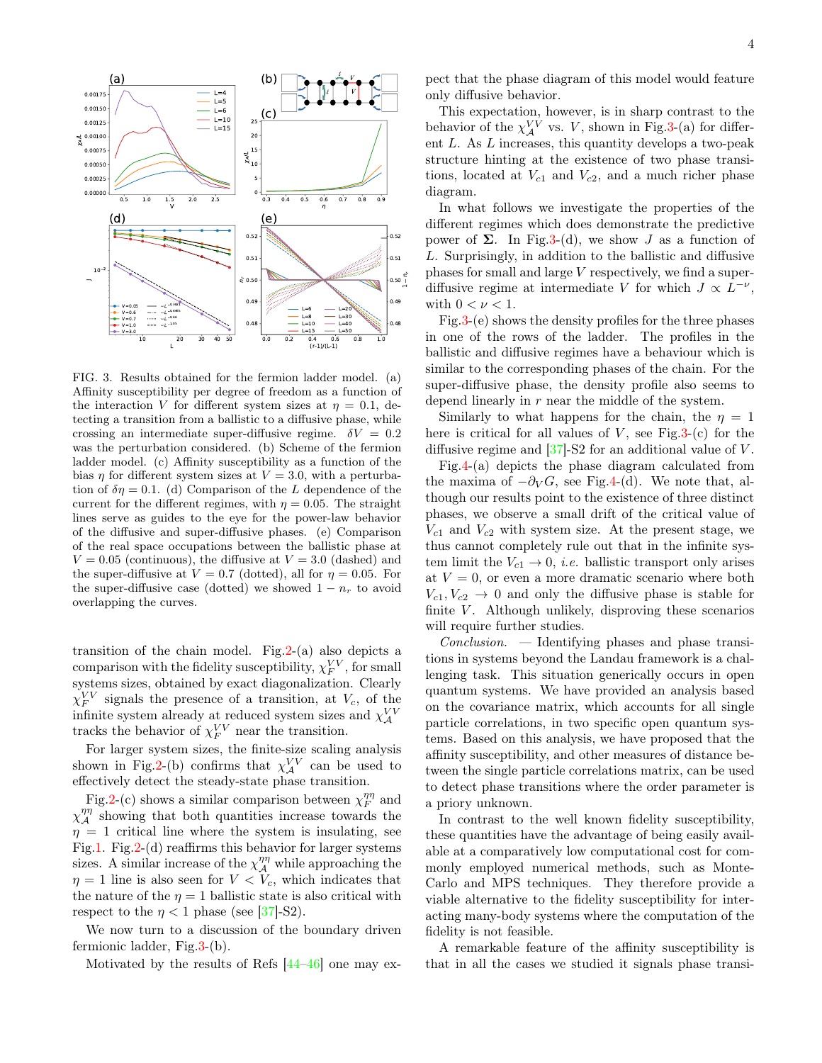FIG. 3. Results obtained for the fermion ladder model. (a) Affinity susceptibility per degree of freedom as a function of the interaction $V$ for different system sizes at $\eta = 0.1$, detecting a transition from a ballistic to a diffusive phase, while crossing an intermediate super-diffusive regime. $\delta V = 0.2$ was the perturbation considered. (b) Scheme of the fermion ladder model. (c) Affinity susceptibility as a function of the bias $\eta$ for different system sizes at $V = 3.0$, with a perturbation of $\delta\eta = 0.1$. (d) Comparison of the $L$ dependence of the current for the different regimes, with $\eta = 0.05$. The straight lines serve as guides to the eye for the power-law behavior of the diffusive and super-diffusive phases. (e) Comparison of the real space occupations between the ballistic phase at $V = 0.05$ (continuous), the diffusive at $V = 3.0$ (dashed) and the super-diffusive at $V = 0.7$ (dotted), all for $\eta = 0.05$. For the super-diffusive case (dotted) we showed $1 - n_r$ to avoid overlapping the curves.

transition of the chain model. Fig.2-(a) also depicts a comparison with the fidelity susceptibility, $\chi_F^{VV}$, for small systems sizes, obtained by exact diagonalization. Clearly $\chi_F^{VV}$ signals the presence of a transition, at $V_c$, of the infinite system already at reduced system sizes and $\chi_{\mathcal{A}}^{VV}$ tracks the behavior of $\chi_F^{VV}$ near the transition.

For larger system sizes, the finite-size scaling analysis shown in Fig.2-(b) confirms that $\chi_{\mathcal{A}}^{VV}$ can be used to effectively detect the steady-state phase transition.

Fig.2-(c) shows a similar comparison between $\chi_F^{\eta\eta}$ and $\chi_{\mathcal{A}}^{\eta\eta}$ showing that both quantities increase towards the $\eta = 1$ critical line where the system is insulating, see Fig.1. Fig.2-(d) reaffirms this behavior for larger systems sizes. A similar increase of the $\chi_{\mathcal{A}}^{\eta\eta}$ while approaching the $\eta = 1$ line is also seen for $V < V_c$, which indicates that the nature of the $\eta = 1$ ballistic state is also critical with respect to the $\eta < 1$ phase (see [37]-S2).

We now turn to a discussion of the boundary driven fermionic ladder, Fig.3-(b).

Motivated by the results of Refs [44–46] one may expect that the phase diagram of this model would feature only diffusive behavior.

This expectation, however, is in sharp contrast to the behavior of the $\chi_{\mathcal{A}}^{VV}$ vs. $V$, shown in Fig.3-(a) for different $L$. As $L$ increases, this quantity develops a two-peak structure hinting at the existence of two phase transitions, located at $V_{c1}$ and $V_{c2}$, and a much richer phase diagram.

In what follows we investigate the properties of the different regimes which does demonstrate the predictive power of $\mathbf{\Sigma}$. In Fig.3-(d), we show $J$ as a function of $L$. Surprisingly, in addition to the ballistic and diffusive phases for small and large $V$ respectively, we find a super-diffusive regime at intermediate $V$ for which $J \propto L^{-\nu}$, with $0 < \nu < 1$.

Fig.3-(e) shows the density profiles for the three phases in one of the rows of the ladder. The profiles in the ballistic and diffusive regimes have a behaviour which is similar to the corresponding phases of the chain. For the super-diffusive phase, the density profile also seems to depend linearly in $r$ near the middle of the system.

Similarly to what happens for the chain, the $\eta = 1$ here is critical for all values of $V$, see Fig.3-(c) for the diffusive regime and [37]-S2 for an additional value of $V$.

Fig.4-(a) depicts the phase diagram calculated from the maxima of $-\partial_V G$, see Fig.4-(d). We note that, although our results point to the existence of three distinct phases, we observe a small drift of the critical value of $V_{c1}$ and $V_{c2}$ with system size. At the present stage, we thus cannot completely rule out that in the infinite system limit the $V_{c1} \to 0$, *i.e.* ballistic transport only arises at $V = 0$, or even a more dramatic scenario where both $V_{c1}, V_{c2} \to 0$ and only the diffusive phase is stable for finite $V$. Although unlikely, disproving these scenarios will require further studies.

*Conclusion.* — Identifying phases and phase transitions in systems beyond the Landau framework is a challenging task. This situation generically occurs in open quantum systems. We have provided an analysis based on the covariance matrix, which accounts for all single particle correlations, in two specific open quantum systems. Based on this analysis, we have proposed that the affinity susceptibility, and other measures of distance between the single particle correlations matrix, can be used to detect phase transitions where the order parameter is a priory unknown.

In contrast to the well known fidelity susceptibility, these quantities have the advantage of being easily available at a comparatively low computational cost for commonly employed numerical methods, such as Monte-Carlo and MPS techniques. They therefore provide a viable alternative to the fidelity susceptibility for interacting many-body systems where the computation of the fidelity is not feasible.

A remarkable feature of the affinity susceptibility is that in all the cases we studied it signals phase transi-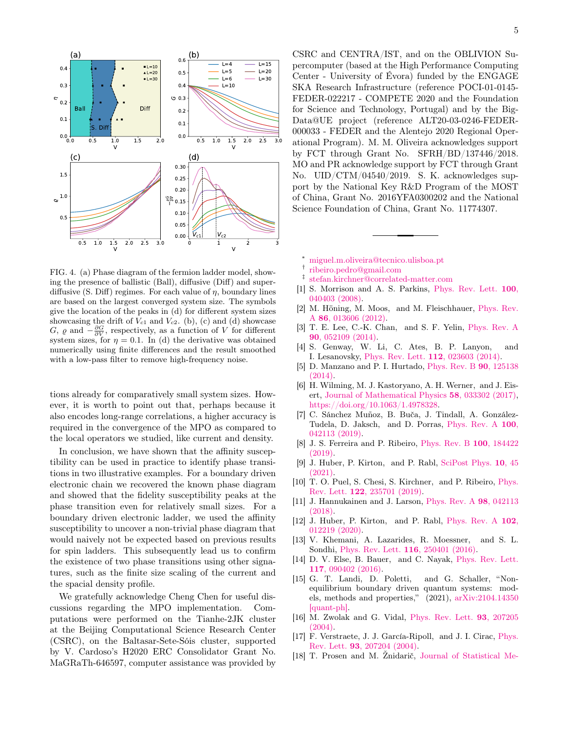FIG. 4. (a) Phase diagram of the fermion ladder model, showing the presence of ballistic (Ball), diffusive (Diff) and super-diffusive (S. Diff) regimes. For each value of $\eta$, boundary lines are based on the largest converged system size. The symbols give the location of the peaks in (d) for different system sizes showcasing the drift of $V_{c1}$ and $V_{c2}$. (b), (c) and (d) showcase $G$, $\varrho$ and $-\frac{\partial G}{\partial V}$, respectively, as a function of $V$ for different system sizes, for $\eta = 0.1$. In (d) the derivative was obtained numerically using finite differences and the result smoothed with a low-pass filter to remove high-frequency noise.

tions already for comparatively small system sizes. However, it is worth to point out that, perhaps because it also encodes long-range correlations, a higher accuracy is required in the convergence of the MPO as compared to the local operators we studied, like current and density.

In conclusion, we have shown that the affinity susceptibility can be used in practice to identify phase transitions in two illustrative examples. For a boundary driven electronic chain we recovered the known phase diagram and showed that the fidelity susceptibility peaks at the phase transition even for relatively small sizes. For a boundary driven electronic ladder, we used the affinity susceptibility to uncover a non-trivial phase diagram that would naively not be expected based on previous results for spin ladders. This subsequently lead us to confirm the existence of two phase transitions using other signatures, such as the finite size scaling of the current and the spacial density profile.

We gratefully acknowledge Cheng Chen for useful discussions regarding the MPO implementation. Computations were performed on the Tianhe-2JK cluster at the Beijing Computational Science Research Center (CSRC), on the Baltasar-Sete-Sóis cluster, supported by V. Cardoso's H2020 ERC Consolidator Grant No. MaGRaTh-646597, computer assistance was provided by CSRC and CENTRA/IST, and on the OBLIVION Supercomputer (based at the High Performance Computing Center - University of Évora) funded by the ENGAGE SKA Research Infrastructure (reference POCI-01-0145-FEDER-022217 - COMPETE 2020 and the Foundation for Science and Technology, Portugal) and by the BigData@UE project (reference ALT20-03-0246-FEDER-000033 - FEDER and the Alentejo 2020 Regional Operational Program). M. M. Oliveira acknowledges support by FCT through Grant No. SFRH/BD/137446/2018. MO and PR acknowledge support by FCT through Grant No. UID/CTM/04540/2019. S. K. acknowledges support by the National Key R&D Program of the MOST of China, Grant No. 2016YFA0300202 and the National Science Foundation of China, Grant No. 11774307.

---

* miguel.m.oliveira@tecnico.ulisboa.pt
† ribeiro.pedro@gmail.com
‡ stefan.kirchner@correlated-matter.com

[1] S. Morrison and A. S. Parkins, Phys. Rev. Lett. **100**, 040403 (2008).
[2] M. Höning, M. Moos, and M. Fleischhauer, Phys. Rev. A **86**, 013606 (2012).
[3] T. E. Lee, C.-K. Chan, and S. F. Yelin, Phys. Rev. A **90**, 052109 (2014).
[4] S. Genway, W. Li, C. Ates, B. P. Lanyon, and I. Lesanovsky, Phys. Rev. Lett. **112**, 023603 (2014).
[5] D. Manzano and P. I. Hurtado, Phys. Rev. B **90**, 125138 (2014).
[6] H. Wilming, M. J. Kastoryano, A. H. Werner, and J. Eisert, Journal of Mathematical Physics **58**, 033302 (2017), https://doi.org/10.1063/1.4978328.
[7] C. Sánchez Muñoz, B. Buča, J. Tindall, A. González-Tudela, D. Jaksch, and D. Porras, Phys. Rev. A **100**, 042113 (2019).
[8] J. S. Ferreira and P. Ribeiro, Phys. Rev. B **100**, 184422 (2019).
[9] J. Huber, P. Kirton, and P. Rabl, SciPost Phys. **10**, 45 (2021).
[10] T. O. Puel, S. Chesi, S. Kirchner, and P. Ribeiro, Phys. Rev. Lett. **122**, 235701 (2019).
[11] J. Hannukainen and J. Larson, Phys. Rev. A **98**, 042113 (2018).
[12] J. Huber, P. Kirton, and P. Rabl, Phys. Rev. A **102**, 012219 (2020).
[13] V. Khemani, A. Lazarides, R. Moessner, and S. L. Sondhi, Phys. Rev. Lett. **116**, 250401 (2016).
[14] D. V. Else, B. Bauer, and C. Nayak, Phys. Rev. Lett. **117**, 090402 (2016).
[15] G. T. Landi, D. Poletti, and G. Schaller, "Non-equilibrium boundary driven quantum systems: models, methods and properties," (2021), arXiv:2104.14350 [quant-ph].
[16] M. Zwolak and G. Vidal, Phys. Rev. Lett. **93**, 207205 (2004).
[17] F. Verstraete, J. J. García-Ripoll, and J. I. Cirac, Phys. Rev. Lett. **93**, 207204 (2004).
[18] T. Prosen and M. Žnidarič, Journal of Statistical Me-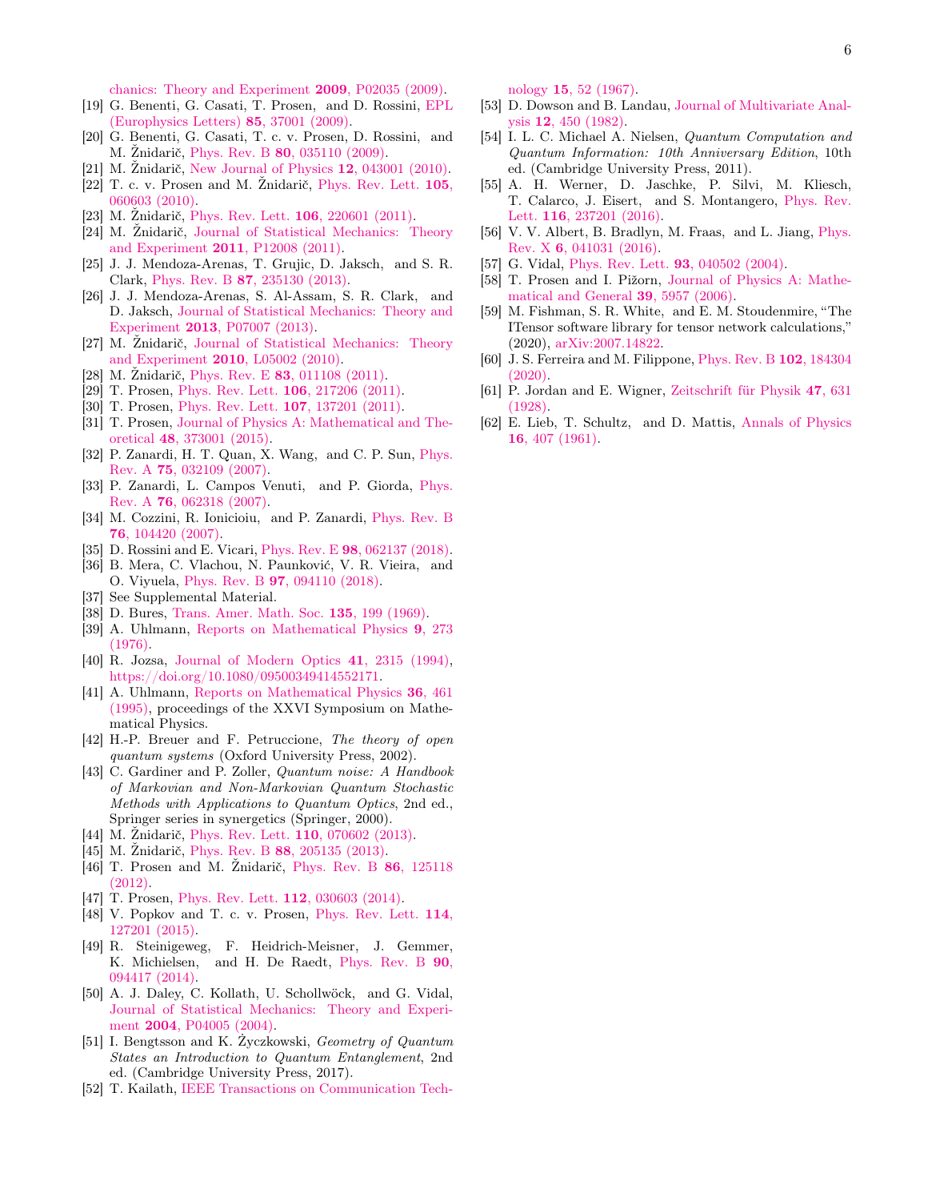chanics: Theory and Experiment **2009**, P02035 (2009).

[19] G. Benenti, G. Casati, T. Prosen, and D. Rossini, EPL (Europhysics Letters) **85**, 37001 (2009).

[20] G. Benenti, G. Casati, T. c. v. Prosen, D. Rossini, and M. Žnidarič, Phys. Rev. B **80**, 035110 (2009).

[21] M. Žnidarič, New Journal of Physics **12**, 043001 (2010).

[22] T. c. v. Prosen and M. Žnidarič, Phys. Rev. Lett. **105**, 060603 (2010).

[23] M. Žnidarič, Phys. Rev. Lett. **106**, 220601 (2011).

[24] M. Žnidarič, Journal of Statistical Mechanics: Theory and Experiment **2011**, P12008 (2011).

[25] J. J. Mendoza-Arenas, T. Grujic, D. Jaksch, and S. R. Clark, Phys. Rev. B **87**, 235130 (2013).

[26] J. J. Mendoza-Arenas, S. Al-Assam, S. R. Clark, and D. Jaksch, Journal of Statistical Mechanics: Theory and Experiment **2013**, P07007 (2013).

[27] M. Žnidarič, Journal of Statistical Mechanics: Theory and Experiment **2010**, L05002 (2010).

[28] M. Žnidarič, Phys. Rev. E **83**, 011108 (2011).

[29] T. Prosen, Phys. Rev. Lett. **106**, 217206 (2011).

[30] T. Prosen, Phys. Rev. Lett. **107**, 137201 (2011).

[31] T. Prosen, Journal of Physics A: Mathematical and Theoretical **48**, 373001 (2015).

[32] P. Zanardi, H. T. Quan, X. Wang, and C. P. Sun, Phys. Rev. A **75**, 032109 (2007).

[33] P. Zanardi, L. Campos Venuti, and P. Giorda, Phys. Rev. A **76**, 062318 (2007).

[34] M. Cozzini, R. Ionicioiu, and P. Zanardi, Phys. Rev. B **76**, 104420 (2007).

[35] D. Rossini and E. Vicari, Phys. Rev. E **98**, 062137 (2018).

[36] B. Mera, C. Vlachou, N. Paunković, V. R. Vieira, and O. Viyuela, Phys. Rev. B **97**, 094110 (2018).

[37] See Supplemental Material.

[38] D. Bures, Trans. Amer. Math. Soc. **135**, 199 (1969).

[39] A. Uhlmann, Reports on Mathematical Physics **9**, 273 (1976).

[40] R. Jozsa, Journal of Modern Optics **41**, 2315 (1994), https://doi.org/10.1080/09500349414552171.

[41] A. Uhlmann, Reports on Mathematical Physics **36**, 461 (1995), proceedings of the XXVI Symposium on Mathematical Physics.

[42] H.-P. Breuer and F. Petruccione, *The theory of open quantum systems* (Oxford University Press, 2002).

[43] C. Gardiner and P. Zoller, *Quantum noise: A Handbook of Markovian and Non-Markovian Quantum Stochastic Methods with Applications to Quantum Optics*, 2nd ed., Springer series in synergetics (Springer, 2000).

[44] M. Žnidarič, Phys. Rev. Lett. **110**, 070602 (2013).

[45] M. Žnidarič, Phys. Rev. B **88**, 205135 (2013).

[46] T. Prosen and M. Žnidarič, Phys. Rev. B **86**, 125118 (2012).

[47] T. Prosen, Phys. Rev. Lett. **112**, 030603 (2014).

[48] V. Popkov and T. c. v. Prosen, Phys. Rev. Lett. **114**, 127201 (2015).

[49] R. Steinigeweg, F. Heidrich-Meisner, J. Gemmer, K. Michielsen, and H. De Raedt, Phys. Rev. B **90**, 094417 (2014).

[50] A. J. Daley, C. Kollath, U. Schollwöck, and G. Vidal, Journal of Statistical Mechanics: Theory and Experiment **2004**, P04005 (2004).

[51] I. Bengtsson and K. Życzkowski, *Geometry of Quantum States an Introduction to Quantum Entanglement*, 2nd ed. (Cambridge University Press, 2017).

[52] T. Kailath, IEEE Transactions on Communication Technology **15**, 52 (1967).

[53] D. Dowson and B. Landau, Journal of Multivariate Analysis **12**, 450 (1982).

[54] I. L. C. Michael A. Nielsen, *Quantum Computation and Quantum Information: 10th Anniversary Edition*, 10th ed. (Cambridge University Press, 2011).

[55] A. H. Werner, D. Jaschke, P. Silvi, M. Kliesch, T. Calarco, J. Eisert, and S. Montangero, Phys. Rev. Lett. **116**, 237201 (2016).

[56] V. V. Albert, B. Bradlyn, M. Fraas, and L. Jiang, Phys. Rev. X **6**, 041031 (2016).

[57] G. Vidal, Phys. Rev. Lett. **93**, 040502 (2004).

[58] T. Prosen and I. Pižorn, Journal of Physics A: Mathematical and General **39**, 5957 (2006).

[59] M. Fishman, S. R. White, and E. M. Stoudenmire, "The ITensor software library for tensor network calculations," (2020), arXiv:2007.14822.

[60] J. S. Ferreira and M. Filippone, Phys. Rev. B **102**, 184304 (2020).

[61] P. Jordan and E. Wigner, Zeitschrift für Physik **47**, 631 (1928).

[62] E. Lieb, T. Schultz, and D. Mattis, Annals of Physics **16**, 407 (1961).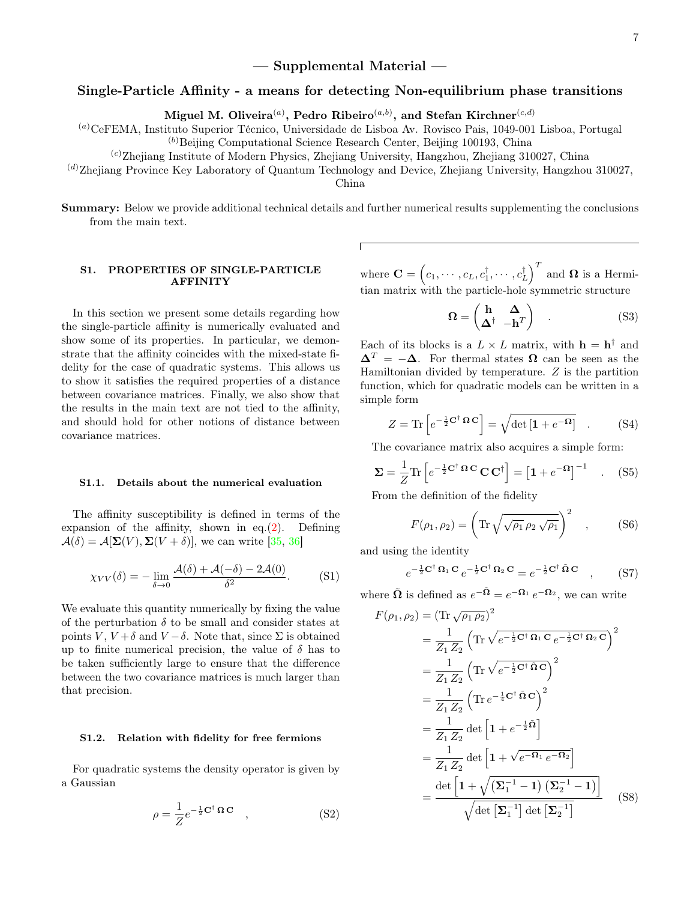## — Supplemental Material —

# Single-Particle Affinity - a means for detecting Non-equilibrium phase transitions

**Miguel M. Oliveira[(a)], Pedro Ribeiro[(a,b)], and Stefan Kirchner[(c,d)]**

[(a)]CeFEMA, Instituto Superior Técnico, Universidade de Lisboa Av. Rovisco Pais, 1049-001 Lisboa, Portugal
[(b)]Beijing Computational Science Research Center, Beijing 100193, China
[(c)]Zhejiang Institute of Modern Physics, Zhejiang University, Hangzhou, Zhejiang 310027, China
[(d)]Zhejiang Province Key Laboratory of Quantum Technology and Device, Zhejiang University, Hangzhou 310027, China

**Summary:** Below we provide additional technical details and further numerical results supplementing the conclusions from the main text.

## S1. PROPERTIES OF SINGLE-PARTICLE AFFINITY

In this section we present some details regarding how the single-particle affinity is numerically evaluated and show some of its properties. In particular, we demonstrate that the affinity coincides with the mixed-state fidelity for the case of quadratic systems. This allows us to show it satisfies the required properties of a distance between covariance matrices. Finally, we also show that the results in the main text are not tied to the affinity, and should hold for other notions of distance between covariance matrices.

### S1.1. Details about the numerical evaluation

The affinity susceptibility is defined in terms of the expansion of the affinity, shown in eq.(2). Defining $\mathcal{A}(\delta) = \mathcal{A}[\mathbf{\Sigma}(V), \mathbf{\Sigma}(V+\delta)]$, we can write [35, 36]

$$\chi_{VV}(\delta) = -\lim_{\delta\to 0} \frac{\mathcal{A}(\delta) + \mathcal{A}(-\delta) - 2\mathcal{A}(0)}{\delta^2}. \quad \text{(S1)}$$

We evaluate this quantity numerically by fixing the value of the perturbation $\delta$ to be small and consider states at points $V$, $V+\delta$ and $V-\delta$. Note that, since $\Sigma$ is obtained up to finite numerical precision, the value of $\delta$ has to be taken sufficiently large to ensure that the difference between the two covariance matrices is much larger than that precision.

### S1.2. Relation with fidelity for free fermions

For quadratic systems the density operator is given by a Gaussian

$$\rho = \frac{1}{Z} e^{-\frac{1}{2}\mathbf{C}^\dagger\,\mathbf{\Omega}\,\mathbf{C}} \quad , \quad \text{(S2)}$$

where $\mathbf{C} = \left(c_1, \cdots, c_L, c_1^\dagger, \cdots, c_L^\dagger\right)^T$ and $\mathbf{\Omega}$ is a Hermitian matrix with the particle-hole symmetric structure

$$\mathbf{\Omega} = \begin{pmatrix} \mathbf{h} & \mathbf{\Delta} \\ \mathbf{\Delta}^\dagger & -\mathbf{h}^T \end{pmatrix} \quad . \quad \text{(S3)}$$

Each of its blocks is a $L\times L$ matrix, with $\mathbf{h} = \mathbf{h}^\dagger$ and $\mathbf{\Delta}^T = -\mathbf{\Delta}$. For thermal states $\mathbf{\Omega}$ can be seen as the Hamiltonian divided by temperature. $Z$ is the partition function, which for quadratic models can be written in a simple form

$$Z = \mathrm{Tr}\left[e^{-\frac{1}{2}\mathbf{C}^\dagger\,\mathbf{\Omega}\,\mathbf{C}}\right] = \sqrt{\det\left[\mathbf{1} + e^{-\mathbf{\Omega}}\right]} \quad . \quad \text{(S4)}$$

The covariance matrix also acquires a simple form:

$$\mathbf{\Sigma} = \frac{1}{Z}\mathrm{Tr}\left[e^{-\frac{1}{2}\mathbf{C}^\dagger\,\mathbf{\Omega}\,\mathbf{C}}\,\mathbf{C}\,\mathbf{C}^\dagger\right] = \left[\mathbf{1} + e^{-\mathbf{\Omega}}\right]^{-1} \quad . \quad \text{(S5)}$$

From the definition of the fidelity

$$F(\rho_1, \rho_2) = \left(\mathrm{Tr}\sqrt{\sqrt{\rho_1}\,\rho_2\,\sqrt{\rho_1}}\right)^2 \quad , \quad \text{(S6)}$$

and using the identity

$$e^{-\frac{1}{2}\mathbf{C}^\dagger\,\mathbf{\Omega}_1\,\mathbf{C}}\, e^{-\frac{1}{2}\mathbf{C}^\dagger\,\mathbf{\Omega}_2\,\mathbf{C}} = e^{-\frac{1}{2}\mathbf{C}^\dagger\,\tilde{\mathbf{\Omega}}\,\mathbf{C}} \quad , \quad \text{(S7)}$$

where $\tilde{\mathbf{\Omega}}$ is defined as $e^{-\tilde{\mathbf{\Omega}}} = e^{-\mathbf{\Omega}_1}\,e^{-\mathbf{\Omega}_2}$, we can write

$$\begin{aligned}
F(\rho_1, \rho_2) &= \left(\mathrm{Tr}\sqrt{\rho_1\,\rho_2}\right)^2 \\
&= \frac{1}{Z_1\,Z_2}\left(\mathrm{Tr}\sqrt{e^{-\frac{1}{2}\mathbf{C}^\dagger\,\mathbf{\Omega}_1\,\mathbf{C}}\,e^{-\frac{1}{2}\mathbf{C}^\dagger\,\mathbf{\Omega}_2\,\mathbf{C}}}\right)^2 \\
&= \frac{1}{Z_1\,Z_2}\left(\mathrm{Tr}\sqrt{e^{-\frac{1}{2}\mathbf{C}^\dagger\,\tilde{\mathbf{\Omega}}\,\mathbf{C}}}\right)^2 \\
&= \frac{1}{Z_1\,Z_2}\left(\mathrm{Tr}\,e^{-\frac{1}{4}\mathbf{C}^\dagger\,\tilde{\mathbf{\Omega}}\,\mathbf{C}}\right)^2 \\
&= \frac{1}{Z_1\,Z_2}\det\left[\mathbf{1} + e^{-\frac{1}{2}\tilde{\mathbf{\Omega}}}\right] \\
&= \frac{1}{Z_1\,Z_2}\det\left[\mathbf{1} + \sqrt{e^{-\mathbf{\Omega}_1}\,e^{-\mathbf{\Omega}_2}}\right] \\
&= \frac{\det\left[\mathbf{1} + \sqrt{\left(\mathbf{\Sigma}_1^{-1} - \mathbf{1}\right)\left(\mathbf{\Sigma}_2^{-1} - \mathbf{1}\right)}\right]}{\sqrt{\det\left[\mathbf{\Sigma}_1^{-1}\right]\det\left[\mathbf{\Sigma}_2^{-1}\right]}}
\end{aligned} \quad \text{(S8)}$$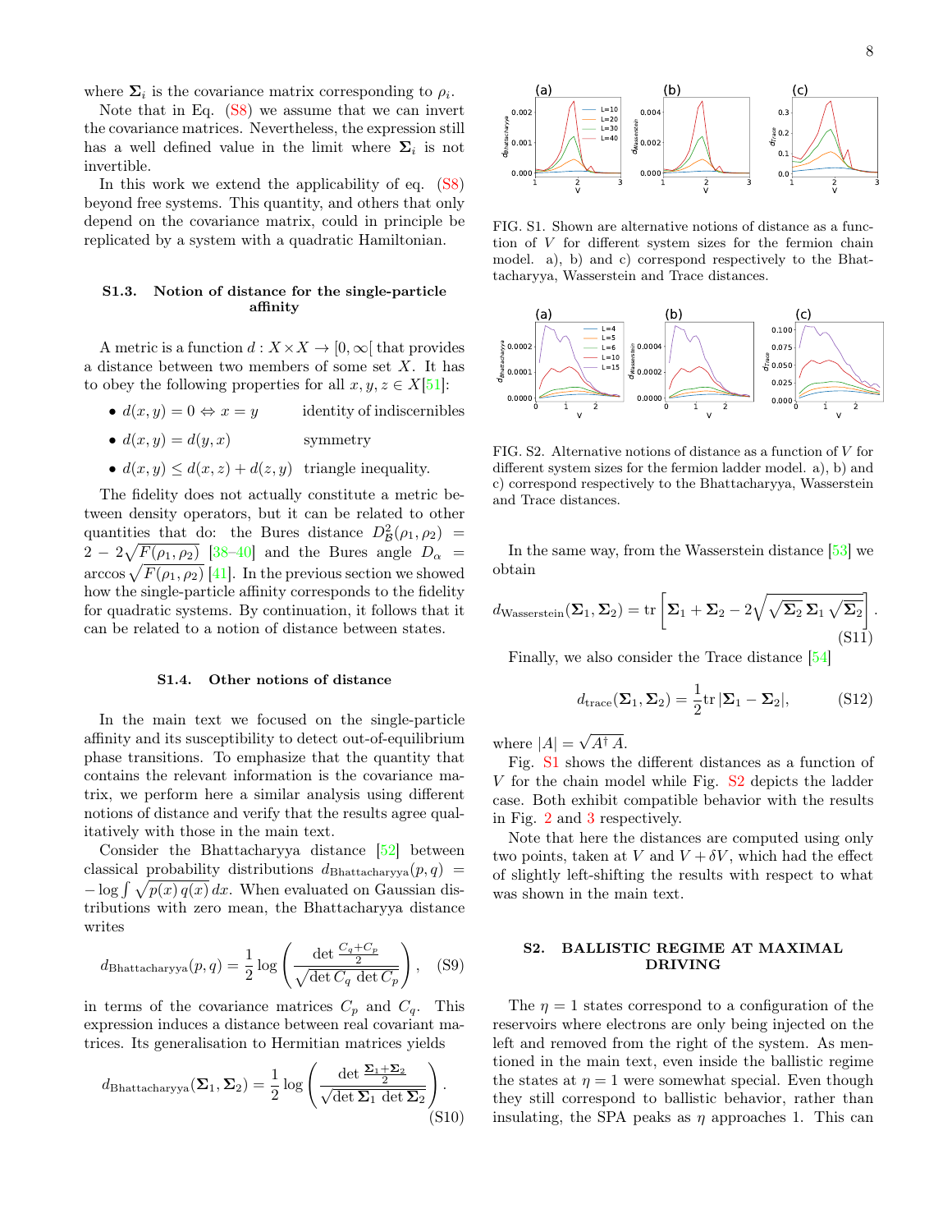where $\mathbf{\Sigma}_i$ is the covariance matrix corresponding to $\rho_i$.

Note that in Eq. (S8) we assume that we can invert the covariance matrices. Nevertheless, the expression still has a well defined value in the limit where $\mathbf{\Sigma}_i$ is not invertible.

In this work we extend the applicability of eq. (S8) beyond free systems. This quantity, and others that only depend on the covariance matrix, could in principle be replicated by a system with a quadratic Hamiltonian.

### S1.3. Notion of distance for the single-particle affinity

A metric is a function $d : X \times X \to [0, \infty[$ that provides a distance between two members of some set $X$. It has to obey the following properties for all $x, y, z \in X$[51]:

- $d(x, y) = 0 \Leftrightarrow x = y$ identity of indiscernibles
- $d(x, y) = d(y, x)$ symmetry
- $d(x, y) \leq d(x, z) + d(z, y)$ triangle inequality.

The fidelity does not actually constitute a metric between density operators, but it can be related to other quantities that do: the Bures distance $D_{\mathcal{B}}^2(\rho_1, \rho_2) = 2 - 2\sqrt{F(\rho_1, \rho_2)}$ [38–40] and the Bures angle $D_\alpha = \arccos \sqrt{F(\rho_1, \rho_2)}$ [41]. In the previous section we showed how the single-particle affinity corresponds to the fidelity for quadratic systems. By continuation, it follows that it can be related to a notion of distance between states.

### S1.4. Other notions of distance

In the main text we focused on the single-particle affinity and its susceptibility to detect out-of-equilibrium phase transitions. To emphasize that the quantity that contains the relevant information is the covariance matrix, we perform here a similar analysis using different notions of distance and verify that the results agree qualitatively with those in the main text.

Consider the Bhattacharyya distance [52] between classical probability distributions $d_{\text{Bhattacharyya}}(p, q) = -\log \int \sqrt{p(x)\, q(x)}\, dx$. When evaluated on Gaussian distributions with zero mean, the Bhattacharyya distance writes

$$d_{\text{Bhattacharyya}}(p, q) = \frac{1}{2} \log \left( \frac{\det \frac{C_q + C_p}{2}}{\sqrt{\det C_q \det C_p}} \right), \tag{S9}$$

in terms of the covariance matrices $C_p$ and $C_q$. This expression induces a distance between real covariant matrices. Its generalisation to Hermitian matrices yields

$$d_{\text{Bhattacharyya}}(\mathbf{\Sigma}_1, \mathbf{\Sigma}_2) = \frac{1}{2} \log \left( \frac{\det \frac{\mathbf{\Sigma}_1 + \mathbf{\Sigma}_2}{2}}{\sqrt{\det \mathbf{\Sigma}_1 \det \mathbf{\Sigma}_2}} \right). \tag{S10}$$

FIG. S1. Shown are alternative notions of distance as a function of $V$ for different system sizes for the fermion chain model. a), b) and c) correspond respectively to the Bhattacharyya, Wasserstein and Trace distances.

FIG. S2. Alternative notions of distance as a function of $V$ for different system sizes for the fermion ladder model. a), b) and c) correspond respectively to the Bhattacharyya, Wasserstein and Trace distances.

In the same way, from the Wasserstein distance [53] we obtain

$$d_{\text{Wasserstein}}(\mathbf{\Sigma}_1, \mathbf{\Sigma}_2) = \text{tr}\left[ \mathbf{\Sigma}_1 + \mathbf{\Sigma}_2 - 2\sqrt{\sqrt{\mathbf{\Sigma}_2}\, \mathbf{\Sigma}_1 \sqrt{\mathbf{\Sigma}_2}} \right]. \tag{S11}$$

Finally, we also consider the Trace distance [54]

$$d_{\text{trace}}(\mathbf{\Sigma}_1, \mathbf{\Sigma}_2) = \frac{1}{2} \text{tr}\, |\mathbf{\Sigma}_1 - \mathbf{\Sigma}_2|, \tag{S12}$$

where $|A| = \sqrt{A^\dagger A}$.

Fig. S1 shows the different distances as a function of $V$ for the chain model while Fig. S2 depicts the ladder case. Both exhibit compatible behavior with the results in Fig. 2 and 3 respectively.

Note that here the distances are computed using only two points, taken at $V$ and $V + \delta V$, which had the effect of slightly left-shifting the results with respect to what was shown in the main text.

## S2. BALLISTIC REGIME AT MAXIMAL DRIVING

The $\eta = 1$ states correspond to a configuration of the reservoirs where electrons are only being injected on the left and removed from the right of the system. As mentioned in the main text, even inside the ballistic regime the states at $\eta = 1$ were somewhat special. Even though they still correspond to ballistic behavior, rather than insulating, the SPA peaks as $\eta$ approaches 1. This can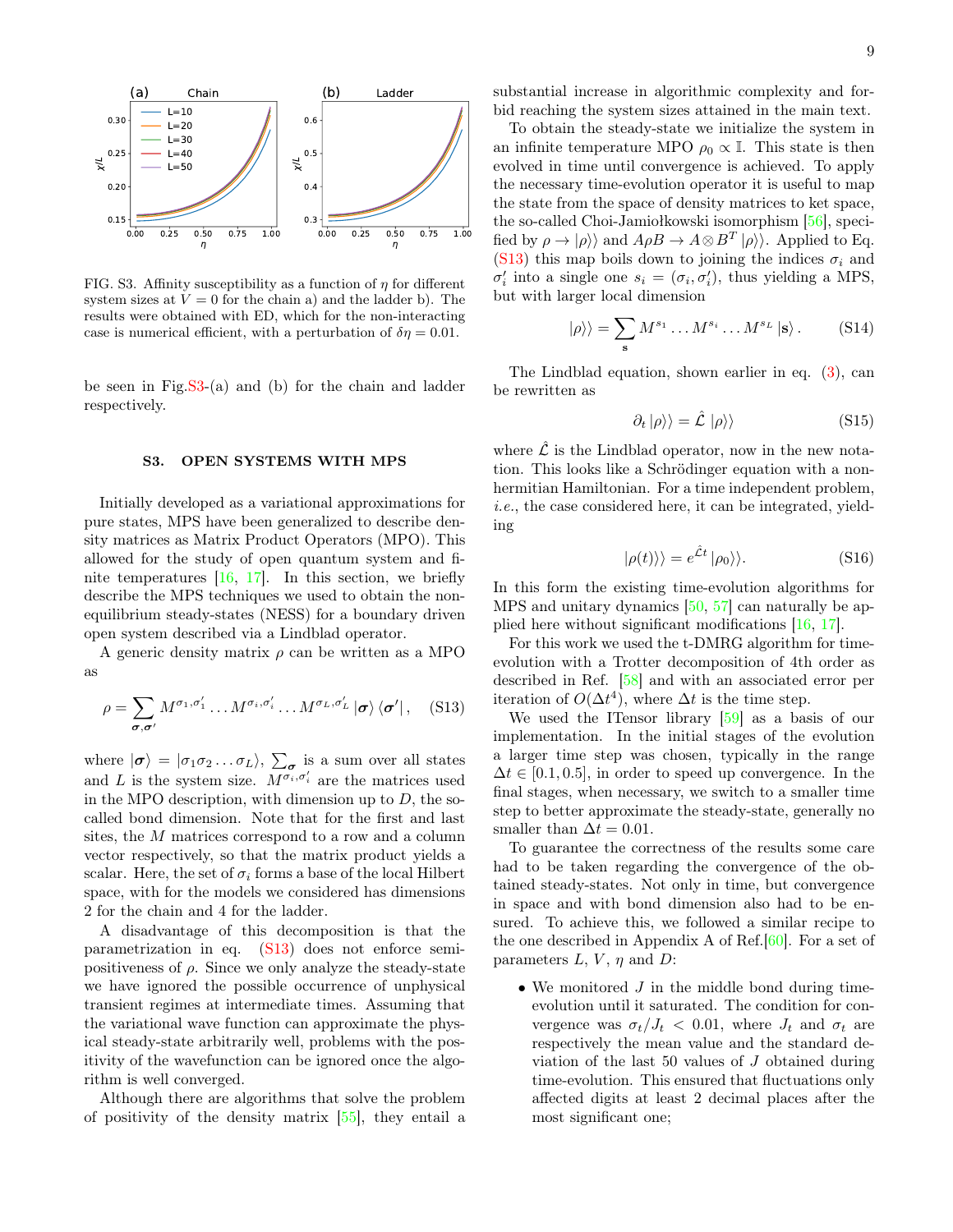FIG. S3. Affinity susceptibility as a function of $\eta$ for different system sizes at $V = 0$ for the chain a) and the ladder b). The results were obtained with ED, which for the non-interacting case is numerical efficient, with a perturbation of $\delta\eta = 0.01$.

be seen in Fig.S3-(a) and (b) for the chain and ladder respectively.

## S3. OPEN SYSTEMS WITH MPS

Initially developed as a variational approximations for pure states, MPS have been generalized to describe density matrices as Matrix Product Operators (MPO). This allowed for the study of open quantum system and finite temperatures [16, 17]. In this section, we briefly describe the MPS techniques we used to obtain the non-equilibrium steady-states (NESS) for a boundary driven open system described via a Lindblad operator.

A generic density matrix $\rho$ can be written as a MPO as

$$\rho = \sum_{\boldsymbol{\sigma},\boldsymbol{\sigma}'} M^{\sigma_1,\sigma_1'} \dots M^{\sigma_i,\sigma_i'} \dots M^{\sigma_L,\sigma_L'} \left|\boldsymbol{\sigma}\right\rangle \left\langle\boldsymbol{\sigma}'\right|, \quad \text{(S13)}$$

where $|\boldsymbol{\sigma}\rangle = |\sigma_1\sigma_2\dots\sigma_L\rangle$, $\sum_{\boldsymbol{\sigma}}$ is a sum over all states and $L$ is the system size. $M^{\sigma_i,\sigma_i'}$ are the matrices used in the MPO description, with dimension up to $D$, the so-called bond dimension. Note that for the first and last sites, the $M$ matrices correspond to a row and a column vector respectively, so that the matrix product yields a scalar. Here, the set of $\sigma_i$ forms a base of the local Hilbert space, with for the models we considered has dimensions 2 for the chain and 4 for the ladder.

A disadvantage of this decomposition is that the parametrization in eq. (S13) does not enforce semi-positiveness of $\rho$. Since we only analyze the steady-state we have ignored the possible occurrence of unphysical transient regimes at intermediate times. Assuming that the variational wave function can approximate the physical steady-state arbitrarily well, problems with the positivity of the wavefunction can be ignored once the algorithm is well converged.

Although there are algorithms that solve the problem of positivity of the density matrix [55], they entail a substantial increase in algorithmic complexity and forbid reaching the system sizes attained in the main text.

To obtain the steady-state we initialize the system in an infinite temperature MPO $\rho_0 \propto \mathbb{I}$. This state is then evolved in time until convergence is achieved. To apply the necessary time-evolution operator it is useful to map the state from the space of density matrices to ket space, the so-called Choi-Jamiołkowski isomorphism [56], specified by $\rho \to |\rho\rangle\rangle$ and $A\rho B \to A \otimes B^T |\rho\rangle\rangle$. Applied to Eq. (S13) this map boils down to joining the indices $\sigma_i$ and $\sigma_i'$ into a single one $s_i = (\sigma_i, \sigma_i')$, thus yielding a MPS, but with larger local dimension

$$|\rho\rangle\rangle = \sum_{\mathbf{s}} M^{s_1} \dots M^{s_i} \dots M^{s_L} \left|\mathbf{s}\right\rangle. \quad \text{(S14)}$$

The Lindblad equation, shown earlier in eq. (3), can be rewritten as

$$\partial_t |\rho\rangle\rangle = \hat{\mathcal{L}}\, |\rho\rangle\rangle \quad \text{(S15)}$$

where $\hat{\mathcal{L}}$ is the Lindblad operator, now in the new notation. This looks like a Schrödinger equation with a non-hermitian Hamiltonian. For a time independent problem, *i.e.*, the case considered here, it can be integrated, yielding

$$|\rho(t)\rangle\rangle = e^{\hat{\mathcal{L}}t}\, |\rho_0\rangle\rangle. \quad \text{(S16)}$$

In this form the existing time-evolution algorithms for MPS and unitary dynamics [50, 57] can naturally be applied here without significant modifications [16, 17].

For this work we used the t-DMRG algorithm for time-evolution with a Trotter decomposition of 4th order as described in Ref. [58] and with an associated error per iteration of $O(\Delta t^4)$, where $\Delta t$ is the time step.

We used the ITensor library [59] as a basis of our implementation. In the initial stages of the evolution a larger time step was chosen, typically in the range $\Delta t \in [0.1, 0.5]$, in order to speed up convergence. In the final stages, when necessary, we switch to a smaller time step to better approximate the steady-state, generally no smaller than $\Delta t = 0.01$.

To guarantee the correctness of the results some care had to be taken regarding the convergence of the obtained steady-states. Not only in time, but convergence in space and with bond dimension also had to be ensured. To achieve this, we followed a similar recipe to the one described in Appendix A of Ref.[60]. For a set of parameters $L$, $V$, $\eta$ and $D$:

- We monitored $J$ in the middle bond during time-evolution until it saturated. The condition for convergence was $\sigma_t/J_t < 0.01$, where $J_t$ and $\sigma_t$ are respectively the mean value and the standard deviation of the last 50 values of $J$ obtained during time-evolution. This ensured that fluctuations only affected digits at least 2 decimal places after the most significant one;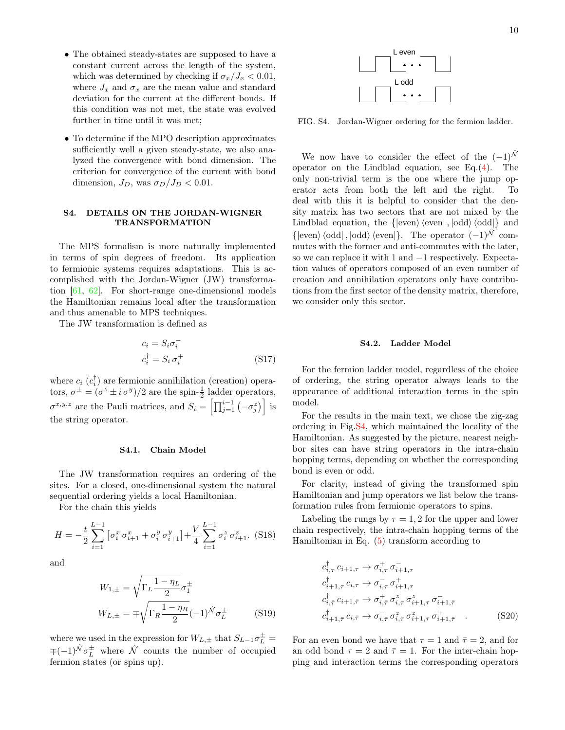- The obtained steady-states are supposed to have a constant current across the length of the system, which was determined by checking if $\sigma_x/J_x < 0.01$, where $J_x$ and $\sigma_x$ are the mean value and standard deviation for the current at the different bonds. If this condition was not met, the state was evolved further in time until it was met;
- To determine if the MPO description approximates sufficiently well a given steady-state, we also analyzed the convergence with bond dimension. The criterion for convergence of the current with bond dimension, $J_D$, was $\sigma_D/J_D < 0.01$.

## S4. DETAILS ON THE JORDAN-WIGNER TRANSFORMATION

The MPS formalism is more naturally implemented in terms of spin degrees of freedom. Its application to fermionic systems requires adaptations. This is accomplished with the Jordan-Wigner (JW) transformation [61, 62]. For short-range one-dimensional models the Hamiltonian remains local after the transformation and thus amenable to MPS techniques.

The JW transformation is defined as

$$c_i = S_i \sigma_i^- \\ c_i^\dagger = S_i \, \sigma_i^+ \tag{S17}$$

where $c_i$ ($c_i^\dagger$) are fermionic annihilation (creation) operators, $\sigma^\pm = (\sigma^z \pm i\,\sigma^y)/2$ are the spin-$\frac{1}{2}$ ladder operators, $\sigma^{x,y,z}$ are the Pauli matrices, and $S_i = \left[\prod_{j=1}^{i-1}\left(-\sigma_j^z\right)\right]$ is the string operator.

### S4.1. Chain Model

The JW transformation requires an ordering of the sites. For a closed, one-dimensional system the natural sequential ordering yields a local Hamiltonian.

For the chain this yields

$$H = -\frac{t}{2}\sum_{i=1}^{L-1}\left[\sigma_i^x\,\sigma_{i+1}^x + \sigma_i^y\,\sigma_{i+1}^y\right] + \frac{V}{4}\sum_{i=1}^{L-1}\sigma_i^z\,\sigma_{i+1}^z. \tag{S18}$$

and

$$W_{1,\pm} = \sqrt{\Gamma_L\frac{1-\eta_L}{2}}\sigma_1^\pm \\ W_{L,\pm} = \mp\sqrt{\Gamma_R\frac{1-\eta_R}{2}}(-1)^{\hat{\mathcal{N}}}\sigma_L^\pm \tag{S19}$$

where we used in the expression for $W_{L,\pm}$ that $S_{L-1}\sigma_L^\pm = \mp(-1)^{\hat{\mathcal{N}}}\sigma_L^\pm$ where $\hat{\mathcal{N}}$ counts the number of occupied fermion states (or spins up).

FIG. S4. Jordan-Wigner ordering for the fermion ladder.

We now have to consider the effect of the $(-1)^{\hat{\mathcal{N}}}$ operator on the Lindblad equation, see Eq.(4). The only non-trivial term is the one where the jump operator acts from both the left and the right. To deal with this it is helpful to consider that the density matrix has two sectors that are not mixed by the Lindblad equation, the $\{|\text{even}\rangle\langle\text{even}|, |\text{odd}\rangle\langle\text{odd}|\}$ and $\{|\text{even}\rangle\langle\text{odd}|, |\text{odd}\rangle\langle\text{even}|\}$. The operator $(-1)^{\hat{\mathcal{N}}}$ commutes with the former and anti-commutes with the later, so we can replace it with 1 and $-1$ respectively. Expectation values of operators composed of an even number of creation and annihilation operators only have contributions from the first sector of the density matrix, therefore, we consider only this sector.

### S4.2. Ladder Model

For the fermion ladder model, regardless of the choice of ordering, the string operator always leads to the appearance of additional interaction terms in the spin model.

For the results in the main text, we chose the zig-zag ordering in Fig.S4, which maintained the locality of the Hamiltonian. As suggested by the picture, nearest neighbor sites can have string operators in the intra-chain hopping terms, depending on whether the corresponding bond is even or odd.

For clarity, instead of giving the transformed spin Hamiltonian and jump operators we list below the transformation rules from fermionic operators to spins.

Labeling the rungs by $\tau = 1, 2$ for the upper and lower chain respectively, the intra-chain hopping terms of the Hamiltonian in Eq. (5) transform according to

$$\begin{aligned}
c_{i,\tau}^\dagger\, c_{i+1,\tau} &\to \sigma_{i,\tau}^+\,\sigma_{i+1,\tau}^- \\
c_{i+1,\tau}^\dagger\, c_{i,\tau} &\to \sigma_{i,\tau}^-\,\sigma_{i+1,\tau}^+ \\
c_{i,\bar{\tau}}^\dagger\, c_{i+1,\bar{\tau}} &\to \sigma_{i,\bar{\tau}}^+\,\sigma_{i,\tau}^z\,\sigma_{i+1,\tau}^z\,\sigma_{i+1,\bar{\tau}}^- \\
c_{i+1,\bar{\tau}}^\dagger\, c_{i,\bar{\tau}} &\to \sigma_{i,\bar{\tau}}^-\,\sigma_{i,\tau}^z\,\sigma_{i+1,\tau}^z\,\sigma_{i+1,\bar{\tau}}^+ \quad .
\end{aligned} \tag{S20}$$

For an even bond we have that $\tau = 1$ and $\bar{\tau} = 2$, and for an odd bond $\tau = 2$ and $\bar{\tau} = 1$. For the inter-chain hopping and interaction terms the corresponding operators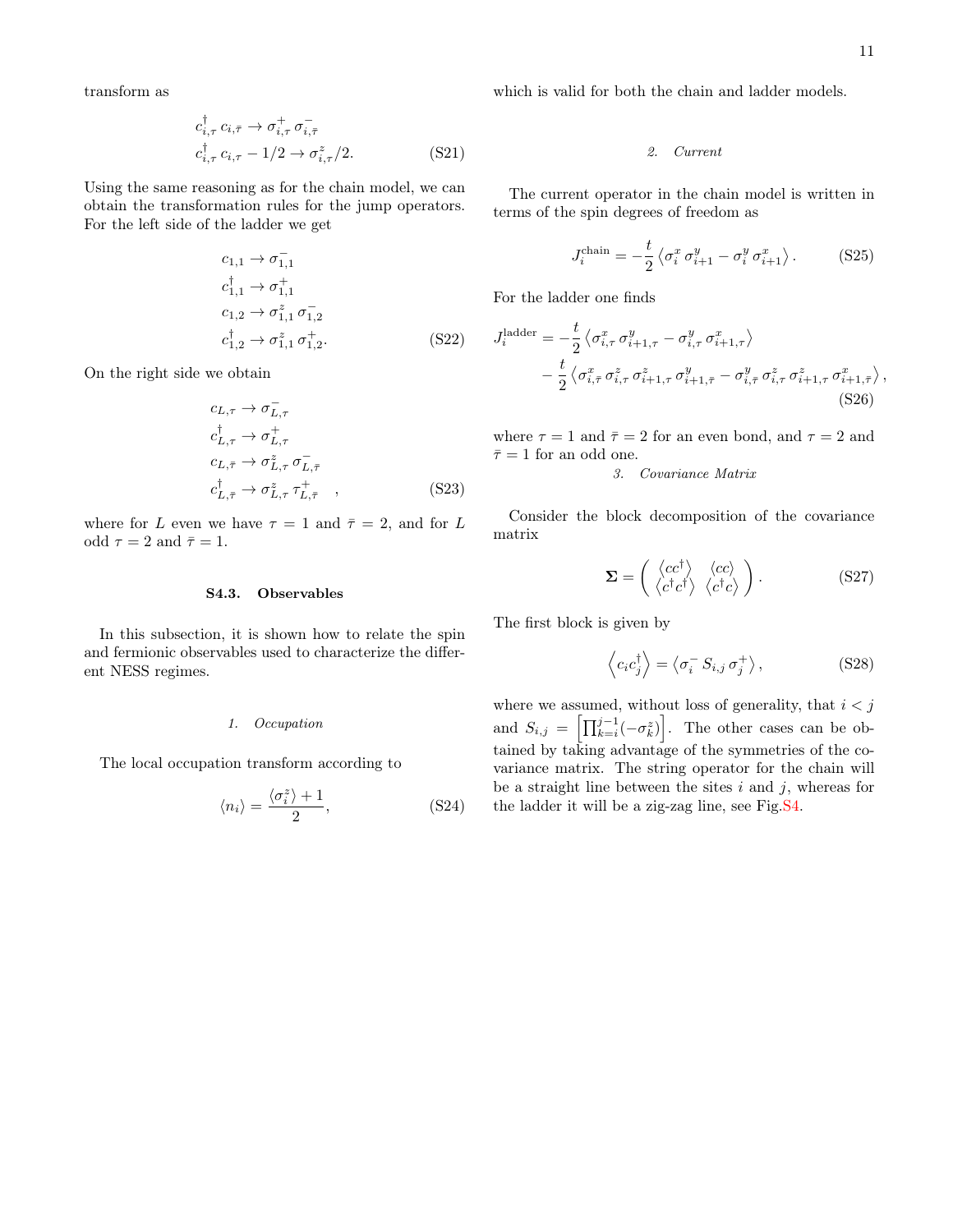transform as

$$
\begin{aligned}
c^\dagger_{i,\tau}\, c_{i,\bar\tau} &\to \sigma^+_{i,\tau}\, \sigma^-_{i,\bar\tau} \\
c^\dagger_{i,\tau}\, c_{i,\tau} - 1/2 &\to \sigma^z_{i,\tau}/2.
\end{aligned}
\tag{S21}
$$

Using the same reasoning as for the chain model, we can obtain the transformation rules for the jump operators. For the left side of the ladder we get

$$
\begin{aligned}
c_{1,1} &\to \sigma^-_{1,1} \\
c^\dagger_{1,1} &\to \sigma^+_{1,1} \\
c_{1,2} &\to \sigma^z_{1,1}\, \sigma^-_{1,2} \\
c^\dagger_{1,2} &\to \sigma^z_{1,1}\, \sigma^+_{1,2}.
\end{aligned}
\tag{S22}
$$

On the right side we obtain

$$
\begin{aligned}
c_{L,\tau} &\to \sigma^-_{L,\tau} \\
c^\dagger_{L,\tau} &\to \sigma^+_{L,\tau} \\
c_{L,\bar\tau} &\to \sigma^z_{L,\tau}\, \sigma^-_{L,\bar\tau} \\
c^\dagger_{L,\bar\tau} &\to \sigma^z_{L,\tau}\, \tau^+_{L,\bar\tau} \quad ,
\end{aligned}
\tag{S23}
$$

where for $L$ even we have $\tau = 1$ and $\bar\tau = 2$, and for $L$ odd $\tau = 2$ and $\bar\tau = 1$.

### S4.3. Observables

In this subsection, it is shown how to relate the spin and fermionic observables used to characterize the different NESS regimes.

#### 1. Occupation

The local occupation transform according to

$$
\langle n_i \rangle = \frac{\langle \sigma^z_i \rangle + 1}{2}, \tag{S24}
$$

which is valid for both the chain and ladder models.

#### 2. Current

The current operator in the chain model is written in terms of the spin degrees of freedom as

$$
J^{\text{chain}}_i = -\frac{t}{2} \left\langle \sigma^x_i\, \sigma^y_{i+1} - \sigma^y_i\, \sigma^x_{i+1} \right\rangle. \tag{S25}
$$

For the ladder one finds

$$
\begin{aligned}
J^{\text{ladder}}_i = &-\frac{t}{2} \left\langle \sigma^x_{i,\tau}\, \sigma^y_{i+1,\tau} - \sigma^y_{i,\tau}\, \sigma^x_{i+1,\tau} \right\rangle \\
&- \frac{t}{2} \left\langle \sigma^x_{i,\bar\tau}\, \sigma^z_{i,\tau}\, \sigma^z_{i+1,\tau}\, \sigma^y_{i+1,\bar\tau} - \sigma^y_{i,\bar\tau}\, \sigma^z_{i,\tau}\, \sigma^z_{i+1,\tau}\, \sigma^x_{i+1,\bar\tau} \right\rangle,
\end{aligned}
\tag{S26}
$$

where $\tau = 1$ and $\bar\tau = 2$ for an even bond, and $\tau = 2$ and $\bar\tau = 1$ for an odd one.

#### 3. Covariance Matrix

Consider the block decomposition of the covariance matrix

$$
\boldsymbol{\Sigma} = \begin{pmatrix} \langle c c^\dagger \rangle & \langle c c \rangle \\ \langle c^\dagger c^\dagger \rangle & \langle c^\dagger c \rangle \end{pmatrix}. \tag{S27}
$$

The first block is given by

$$
\left\langle c_i c^\dagger_j \right\rangle = \left\langle \sigma^-_i\, S_{i,j}\, \sigma^+_j \right\rangle, \tag{S28}
$$

where we assumed, without loss of generality, that $i < j$ and $S_{i,j} = \left[\prod_{k=i}^{j-1} (-\sigma^z_k)\right]$. The other cases can be obtained by taking advantage of the symmetries of the covariance matrix. The string operator for the chain will be a straight line between the sites $i$ and $j$, whereas for the ladder it will be a zig-zag line, see Fig.S4.